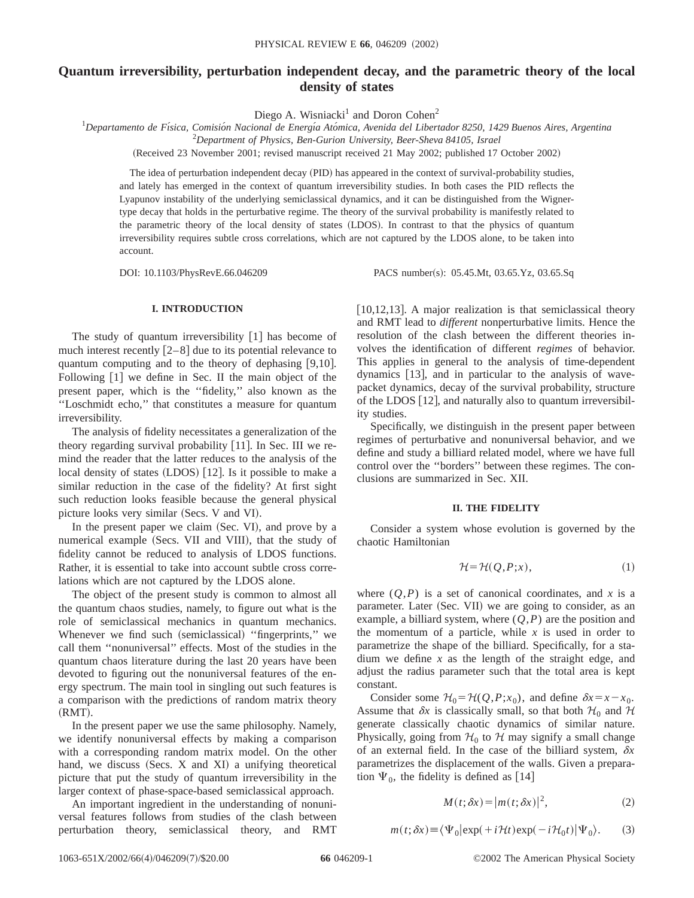# Quantum irreversibility, perturbation independent decay, and the parametric theory of the local density of states

Diego A. Wisniacki[1] and Doron Cohen[2]

[1]*Departamento de Física, Comisión Nacional de Energía Atómica, Avenida del Libertador 8250, 1429 Buenos Aires, Argentina*
[2]*Department of Physics, Ben-Gurion University, Beer-Sheva 84105, Israel*

(Received 23 November 2001; revised manuscript received 21 May 2002; published 17 October 2002)

The idea of perturbation independent decay (PID) has appeared in the context of survival-probability studies, and lately has emerged in the context of quantum irreversibility studies. In both cases the PID reflects the Lyapunov instability of the underlying semiclassical dynamics, and it can be distinguished from the Wigner-type decay that holds in the perturbative regime. The theory of the survival probability is manifestly related to the parametric theory of the local density of states (LDOS). In contrast to that the physics of quantum irreversibility requires subtle cross correlations, which are not captured by the LDOS alone, to be taken into account.

DOI: 10.1103/PhysRevE.66.046209 PACS number(s): 05.45.Mt, 03.65.Yz, 03.65.Sq

## I. INTRODUCTION

The study of quantum irreversibility [1] has become of much interest recently [2–8] due to its potential relevance to quantum computing and to the theory of dephasing [9,10]. Following [1] we define in Sec. II the main object of the present paper, which is the ''fidelity,'' also known as the ''Loschmidt echo,'' that constitutes a measure for quantum irreversibility.

The analysis of fidelity necessitates a generalization of the theory regarding survival probability [11]. In Sec. III we remind the reader that the latter reduces to the analysis of the local density of states (LDOS) [12]. Is it possible to make a similar reduction in the case of the fidelity? At first sight such reduction looks feasible because the general physical picture looks very similar (Secs. V and VI).

In the present paper we claim (Sec. VI), and prove by a numerical example (Secs. VII and VIII), that the study of fidelity cannot be reduced to analysis of LDOS functions. Rather, it is essential to take into account subtle cross correlations which are not captured by the LDOS alone.

The object of the present study is common to almost all the quantum chaos studies, namely, to figure out what is the role of semiclassical mechanics in quantum mechanics. Whenever we find such (semiclassical) ''fingerprints,'' we call them ''nonuniversal'' effects. Most of the studies in the quantum chaos literature during the last 20 years have been devoted to figuring out the nonuniversal features of the energy spectrum. The main tool in singling out such features is a comparison with the predictions of random matrix theory (RMT).

In the present paper we use the same philosophy. Namely, we identify nonuniversal effects by making a comparison with a corresponding random matrix model. On the other hand, we discuss (Secs. X and XI) a unifying theoretical picture that put the study of quantum irreversibility in the larger context of phase-space-based semiclassical approach.

An important ingredient in the understanding of nonuniversal features follows from studies of the clash between perturbation theory, semiclassical theory, and RMT [10,12,13]. A major realization is that semiclassical theory and RMT lead to *different* nonperturbative limits. Hence the resolution of the clash between the different theories involves the identification of different *regimes* of behavior. This applies in general to the analysis of time-dependent dynamics [13], and in particular to the analysis of wave-packet dynamics, decay of the survival probability, structure of the LDOS [12], and naturally also to quantum irreversibility studies.

Specifically, we distinguish in the present paper between regimes of perturbative and nonuniversal behavior, and we define and study a billiard related model, where we have full control over the ''borders'' between these regimes. The conclusions are summarized in Sec. XII.

## II. THE FIDELITY

Consider a system whose evolution is governed by the chaotic Hamiltonian

$$\mathcal{H} = \mathcal{H}(Q,P;x), \tag{1}$$

where $(Q,P)$ is a set of canonical coordinates, and $x$ is a parameter. Later (Sec. VII) we are going to consider, as an example, a billiard system, where $(Q,P)$ are the position and the momentum of a particle, while $x$ is used in order to parametrize the shape of the billiard. Specifically, for a stadium we define $x$ as the length of the straight edge, and adjust the radius parameter such that the total area is kept constant.

Consider some $\mathcal{H}_0 = \mathcal{H}(Q,P;x_0)$, and define $\delta x = x - x_0$. Assume that $\delta x$ is classically small, so that both $\mathcal{H}_0$ and $\mathcal{H}$ generate classically chaotic dynamics of similar nature. Physically, going from $\mathcal{H}_0$ to $\mathcal{H}$ may signify a small change of an external field. In the case of the billiard system, $\delta x$ parametrizes the displacement of the walls. Given a preparation $\Psi_0$, the fidelity is defined as [14]

$$M(t;\delta x) = |m(t;\delta x)|^2, \tag{2}$$

$$m(t;\delta x) \equiv \langle \Psi_0 | \exp(+i\mathcal{H}t) \exp(-i\mathcal{H}_0 t) | \Psi_0 \rangle. \tag{3}$$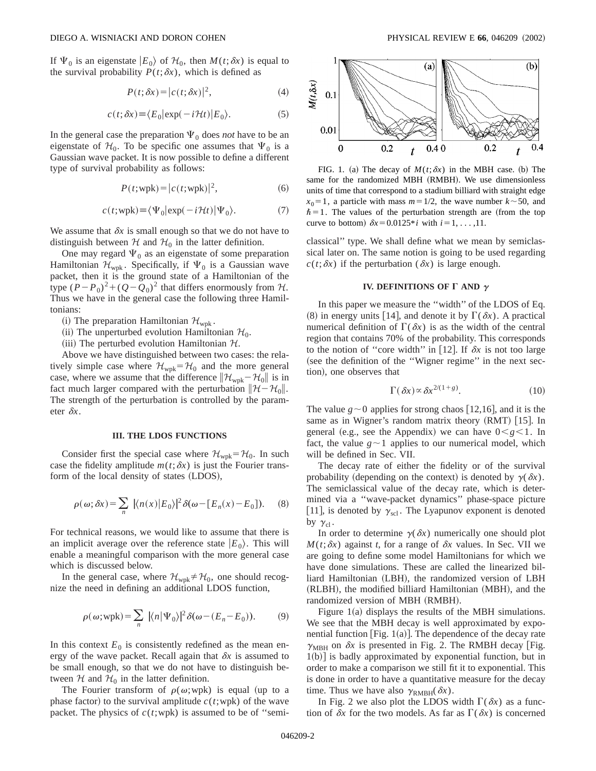If $\Psi_0$ is an eigenstate $|E_0\rangle$ of $\mathcal{H}_0$, then $M(t;\delta x)$ is equal to the survival probability $P(t;\delta x)$, which is defined as

$$P(t;\delta x) = |c(t;\delta x)|^2, \tag{4}$$

$$c(t;\delta x) \equiv \langle E_0|\exp(-i\mathcal{H}t)|E_0\rangle. \tag{5}$$

In the general case the preparation $\Psi_0$ does *not* have to be an eigenstate of $\mathcal{H}_0$. To be specific one assumes that $\Psi_0$ is a Gaussian wave packet. It is now possible to define a different type of survival probability as follows:

$$P(t;\text{wpk}) = |c(t;\text{wpk})|^2, \tag{6}$$

$$c(t;\text{wpk}) \equiv \langle \Psi_0|\exp(-i\mathcal{H}t)|\Psi_0\rangle. \tag{7}$$

We assume that $\delta x$ is small enough so that we do not have to distinguish between $\mathcal{H}$ and $\mathcal{H}_0$ in the latter definition.

One may regard $\Psi_0$ as an eigenstate of some preparation Hamiltonian $\mathcal{H}_{\text{wpk}}$. Specifically, if $\Psi_0$ is a Gaussian wave packet, then it is the ground state of a Hamiltonian of the type $(P-P_0)^2+(Q-Q_0)^2$ that differs enormously from $\mathcal{H}$. Thus we have in the general case the following three Hamiltonians:

(i) The preparation Hamiltonian $\mathcal{H}_{\text{wpk}}$.

(ii) The unperturbed evolution Hamiltonian $\mathcal{H}_0$.

(iii) The perturbed evolution Hamiltonian $\mathcal{H}$.

Above we have distinguished between two cases: the relatively simple case where $\mathcal{H}_{\text{wpk}}=\mathcal{H}_0$ and the more general case, where we assume that the difference $\|\mathcal{H}_{\text{wpk}}-\mathcal{H}_0\|$ is in fact much larger compared with the perturbation $\|\mathcal{H}-\mathcal{H}_0\|$. The strength of the perturbation is controlled by the parameter $\delta x$.

## III. THE LDOS FUNCTIONS

Consider first the special case where $\mathcal{H}_{\text{wpk}}=\mathcal{H}_0$. In such case the fidelity amplitude $m(t;\delta x)$ is just the Fourier transform of the local density of states (LDOS),

$$\rho(\omega;\delta x) = \sum_n |\langle n(x)|E_0\rangle|^2 \delta(\omega-[E_n(x)-E_0]). \tag{8}$$

For technical reasons, we would like to assume that there is an implicit average over the reference state $|E_0\rangle$. This will enable a meaningful comparison with the more general case which is discussed below.

In the general case, where $\mathcal{H}_{\text{wpk}}\neq\mathcal{H}_0$, one should recognize the need in defining an additional LDOS function,

$$\rho(\omega;\text{wpk}) = \sum_n |\langle n|\Psi_0\rangle|^2 \delta(\omega-(E_n-E_0)). \tag{9}$$

In this context $E_0$ is consistently redefined as the mean energy of the wave packet. Recall again that $\delta x$ is assumed to be small enough, so that we do not have to distinguish between $\mathcal{H}$ and $\mathcal{H}_0$ in the latter definition.

The Fourier transform of $\rho(\omega;\text{wpk})$ is equal (up to a phase factor) to the survival amplitude $c(t;\text{wpk})$ of the wave packet. The physics of $c(t;\text{wpk})$ is assumed to be of "semiclassical" type. We shall define what we mean by semiclassical later on. The same notion is going to be used regarding $c(t;\delta x)$ if the perturbation $(\delta x)$ is large enough.

FIG. 1. (a) The decay of $M(t;\delta x)$ in the MBH case. (b) The same for the randomized MBH (RMBH). We use dimensionless units of time that correspond to a stadium billiard with straight edge $x_0=1$, a particle with mass $m=1/2$, the wave number $k\sim 50$, and $\hbar=1$. The values of the perturbation strength are (from the top curve to bottom) $\delta x=0.0125*i$ with $i=1,\ldots,11$.

## IV. DEFINITIONS OF $\Gamma$ AND $\gamma$

In this paper we measure the "width" of the LDOS of Eq. (8) in energy units [14], and denote it by $\Gamma(\delta x)$. A practical numerical definition of $\Gamma(\delta x)$ is as the width of the central region that contains 70% of the probability. This corresponds to the notion of "core width" in [12]. If $\delta x$ is not too large (see the definition of the "Wigner regime" in the next section), one observes that

$$\Gamma(\delta x) \propto \delta x^{2/(1+g)}. \tag{10}$$

The value $g\sim 0$ applies for strong chaos [12,16], and it is the same as in Wigner's random matrix theory (RMT) [15]. In general (e.g., see the Appendix) we can have $0<g<1$. In fact, the value $g\sim 1$ applies to our numerical model, which will be defined in Sec. VII.

The decay rate of either the fidelity or of the survival probability (depending on the context) is denoted by $\gamma(\delta x)$. The semiclassical value of the decay rate, which is determined via a "wave-packet dynamics" phase-space picture [11], is denoted by $\gamma_{\text{scl}}$. The Lyapunov exponent is denoted by $\gamma_{\text{cl}}$.

In order to determine $\gamma(\delta x)$ numerically one should plot $M(t;\delta x)$ against $t$, for a range of $\delta x$ values. In Sec. VII we are going to define some model Hamiltonians for which we have done simulations. These are called the linearized billiard Hamiltonian (LBH), the randomized version of LBH (RLBH), the modified billiard Hamiltonian (MBH), and the randomized version of MBH (RMBH).

Figure 1(a) displays the results of the MBH simulations. We see that the MBH decay is well approximated by exponential function [Fig. 1(a)]. The dependence of the decay rate $\gamma_{\text{MBH}}$ on $\delta x$ is presented in Fig. 2. The RMBH decay [Fig. 1(b)] is badly approximated by exponential function, but in order to make a comparison we still fit it to exponential. This is done in order to have a quantitative measure for the decay time. Thus we have also $\gamma_{\text{RMBH}}(\delta x)$.

In Fig. 2 we also plot the LDOS width $\Gamma(\delta x)$ as a function of $\delta x$ for the two models. As far as $\Gamma(\delta x)$ is concerned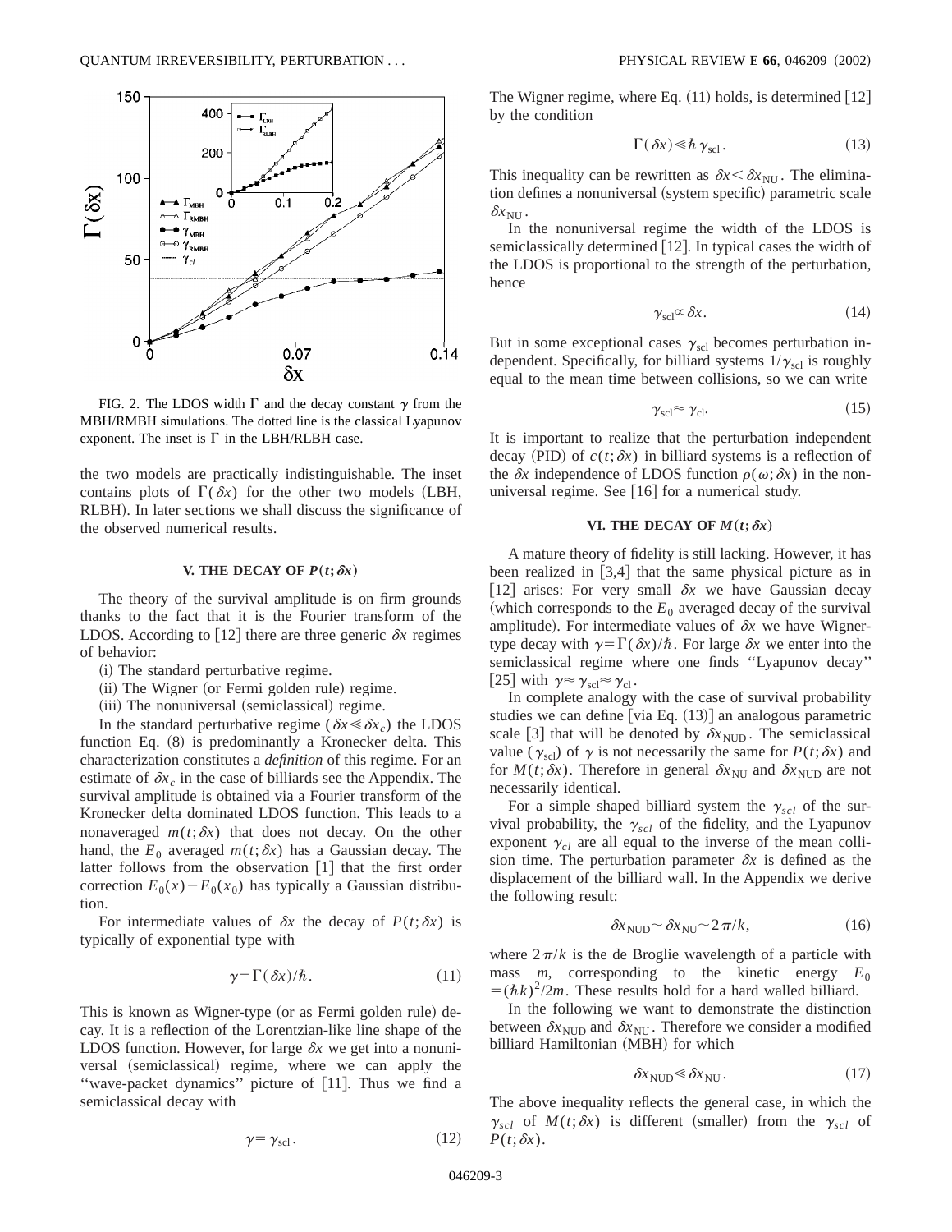FIG. 2. The LDOS width $\Gamma$ and the decay constant $\gamma$ from the MBH/RMBH simulations. The dotted line is the classical Lyapunov exponent. The inset is $\Gamma$ in the LBH/RLBH case.

the two models are practically indistinguishable. The inset contains plots of $\Gamma(\delta x)$ for the other two models (LBH, RLBH). In later sections we shall discuss the significance of the observed numerical results.

### V. THE DECAY OF $P(t;\delta x)$

The theory of the survival amplitude is on firm grounds thanks to the fact that it is the Fourier transform of the LDOS. According to [12] there are three generic $\delta x$ regimes of behavior:

(i) The standard perturbative regime.

(ii) The Wigner (or Fermi golden rule) regime.

(iii) The nonuniversal (semiclassical) regime.

In the standard perturbative regime ($\delta x \ll \delta x_c$) the LDOS function Eq. (8) is predominantly a Kronecker delta. This characterization constitutes a *definition* of this regime. For an estimate of $\delta x_c$ in the case of billiards see the Appendix. The survival amplitude is obtained via a Fourier transform of the Kronecker delta dominated LDOS function. This leads to a nonaveraged $m(t;\delta x)$ that does not decay. On the other hand, the $E_0$ averaged $m(t;\delta x)$ has a Gaussian decay. The latter follows from the observation [1] that the first order correction $E_0(x)-E_0(x_0)$ has typically a Gaussian distribution.

For intermediate values of $\delta x$ the decay of $P(t;\delta x)$ is typically of exponential type with

$$\gamma = \Gamma(\delta x)/\hbar. \tag{11}$$

This is known as Wigner-type (or as Fermi golden rule) decay. It is a reflection of the Lorentzian-like line shape of the LDOS function. However, for large $\delta x$ we get into a nonuniversal (semiclassical) regime, where we can apply the "wave-packet dynamics" picture of [11]. Thus we find a semiclassical decay with

$$\gamma = \gamma_{\rm scl}. \tag{12}$$

The Wigner regime, where Eq. (11) holds, is determined [12] by the condition

$$\Gamma(\delta x) \ll \hbar \gamma_{\rm scl}. \tag{13}$$

This inequality can be rewritten as $\delta x < \delta x_{\rm NU}$. The elimination defines a nonuniversal (system specific) parametric scale $\delta x_{\rm NU}$.

In the nonuniversal regime the width of the LDOS is semiclassically determined [12]. In typical cases the width of the LDOS is proportional to the strength of the perturbation, hence

$$\gamma_{\rm scl} \propto \delta x. \tag{14}$$

But in some exceptional cases $\gamma_{\rm scl}$ becomes perturbation independent. Specifically, for billiard systems $1/\gamma_{\rm scl}$ is roughly equal to the mean time between collisions, so we can write

$$\gamma_{\rm scl} \approx \gamma_{\rm cl}. \tag{15}$$

It is important to realize that the perturbation independent decay (PID) of $c(t;\delta x)$ in billiard systems is a reflection of the $\delta x$ independence of LDOS function $\rho(\omega;\delta x)$ in the nonuniversal regime. See [16] for a numerical study.

### VI. THE DECAY OF $M(t;\delta x)$

A mature theory of fidelity is still lacking. However, it has been realized in [3,4] that the same physical picture as in [12] arises: For very small $\delta x$ we have Gaussian decay (which corresponds to the $E_0$ averaged decay of the survival amplitude). For intermediate values of $\delta x$ we have Wigner-type decay with $\gamma = \Gamma(\delta x)/\hbar$. For large $\delta x$ we enter into the semiclassical regime where one finds "Lyapunov decay" [25] with $\gamma \approx \gamma_{\rm scl} \approx \gamma_{\rm cl}$.

In complete analogy with the case of survival probability studies we can define [via Eq. (13)] an analogous parametric scale [3] that will be denoted by $\delta x_{\rm NUD}$. The semiclassical value ($\gamma_{\rm scl}$) of $\gamma$ is not necessarily the same for $P(t;\delta x)$ and for $M(t;\delta x)$. Therefore in general $\delta x_{\rm NU}$ and $\delta x_{\rm NUD}$ are not necessarily identical.

For a simple shaped billiard system the $\gamma_{scl}$ of the survival probability, the $\gamma_{scl}$ of the fidelity, and the Lyapunov exponent $\gamma_{cl}$ are all equal to the inverse of the mean collision time. The perturbation parameter $\delta x$ is defined as the displacement of the billiard wall. In the Appendix we derive the following result:

$$\delta x_{\rm NUD} \sim \delta x_{\rm NU} \sim 2\pi/k, \tag{16}$$

where $2\pi/k$ is the de Broglie wavelength of a particle with mass $m$, corresponding to the kinetic energy $E_0 = (\hbar k)^2/2m$. These results hold for a hard walled billiard.

In the following we want to demonstrate the distinction between $\delta x_{\rm NUD}$ and $\delta x_{\rm NU}$. Therefore we consider a modified billiard Hamiltonian (MBH) for which

$$\delta x_{\rm NUD} \ll \delta x_{\rm NU}. \tag{17}$$

The above inequality reflects the general case, in which the $\gamma_{scl}$ of $M(t;\delta x)$ is different (smaller) from the $\gamma_{scl}$ of $P(t;\delta x)$.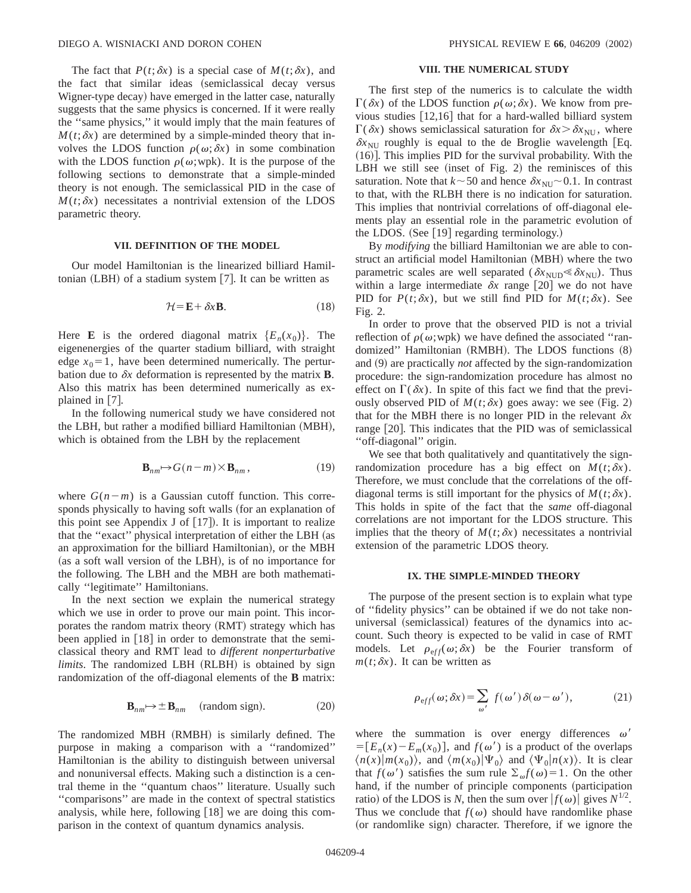The fact that $P(t;\delta x)$ is a special case of $M(t;\delta x)$, and the fact that similar ideas (semiclassical decay versus Wigner-type decay) have emerged in the latter case, naturally suggests that the same physics is concerned. If it were really the "same physics," it would imply that the main features of $M(t;\delta x)$ are determined by a simple-minded theory that involves the LDOS function $\rho(\omega;\delta x)$ in some combination with the LDOS function $\rho(\omega;\text{wpk})$. It is the purpose of the following sections to demonstrate that a simple-minded theory is not enough. The semiclassical PID in the case of $M(t;\delta x)$ necessitates a nontrivial extension of the LDOS parametric theory.

## VII. DEFINITION OF THE MODEL

Our model Hamiltonian is the linearized billiard Hamiltonian (LBH) of a stadium system [7]. It can be written as

$$\mathcal{H} = \mathbf{E} + \delta x \mathbf{B}. \tag{18}$$

Here $\mathbf{E}$ is the ordered diagonal matrix $\{E_n(x_0)\}$. The eigenenergies of the quarter stadium billiard, with straight edge $x_0 = 1$, have been determined numerically. The perturbation due to $\delta x$ deformation is represented by the matrix $\mathbf{B}$. Also this matrix has been determined numerically as explained in [7].

In the following numerical study we have considered not the LBH, but rather a modified billiard Hamiltonian (MBH), which is obtained from the LBH by the replacement

$$\mathbf{B}_{nm} \mapsto G(n-m) \times \mathbf{B}_{nm}, \tag{19}$$

where $G(n-m)$ is a Gaussian cutoff function. This corresponds physically to having soft walls (for an explanation of this point see Appendix J of [17]). It is important to realize that the "exact" physical interpretation of either the LBH (as an approximation for the billiard Hamiltonian), or the MBH (as a soft wall version of the LBH), is of no importance for the following. The LBH and the MBH are both mathematically "legitimate" Hamiltonians.

In the next section we explain the numerical strategy which we use in order to prove our main point. This incorporates the random matrix theory (RMT) strategy which has been applied in [18] in order to demonstrate that the semiclassical theory and RMT lead to *different nonperturbative limits*. The randomized LBH (RLBH) is obtained by sign randomization of the off-diagonal elements of the $\mathbf{B}$ matrix:

$$\mathbf{B}_{nm} \mapsto \pm \mathbf{B}_{nm} \quad \text{(random sign)}. \tag{20}$$

The randomized MBH (RMBH) is similarly defined. The purpose in making a comparison with a "randomized" Hamiltonian is the ability to distinguish between universal and nonuniversal effects. Making such a distinction is a central theme in the "quantum chaos" literature. Usually such "comparisons" are made in the context of spectral statistics analysis, while here, following [18] we are doing this comparison in the context of quantum dynamics analysis.

## VIII. THE NUMERICAL STUDY

The first step of the numerics is to calculate the width $\Gamma(\delta x)$ of the LDOS function $\rho(\omega;\delta x)$. We know from previous studies [12,16] that for a hard-walled billiard system $\Gamma(\delta x)$ shows semiclassical saturation for $\delta x > \delta x_{\text{NU}}$, where $\delta x_{\text{NU}}$ roughly is equal to the de Broglie wavelength [Eq. (16)]. This implies PID for the survival probability. With the LBH we still see (inset of Fig. 2) the reminisces of this saturation. Note that $k \sim 50$ and hence $\delta x_{\text{NU}} \sim 0.1$. In contrast to that, with the RLBH there is no indication for saturation. This implies that nontrivial correlations of off-diagonal elements play an essential role in the parametric evolution of the LDOS. (See [19] regarding terminology.)

By *modifying* the billiard Hamiltonian we are able to construct an artificial model Hamiltonian (MBH) where the two parametric scales are well separated ($\delta x_{\text{NUD}} \ll \delta x_{\text{NU}}$). Thus within a large intermediate $\delta x$ range [20] we do not have PID for $P(t;\delta x)$, but we still find PID for $M(t;\delta x)$. See Fig. 2.

In order to prove that the observed PID is not a trivial reflection of $\rho(\omega;\text{wpk})$ we have defined the associated "randomized" Hamiltonian (RMBH). The LDOS functions (8) and (9) are practically *not* affected by the sign-randomization procedure: the sign-randomization procedure has almost no effect on $\Gamma(\delta x)$. In spite of this fact we find that the previously observed PID of $M(t;\delta x)$ goes away: we see (Fig. 2) that for the MBH there is no longer PID in the relevant $\delta x$ range [20]. This indicates that the PID was of semiclassical "off-diagonal" origin.

We see that both qualitatively and quantitatively the sign-randomization procedure has a big effect on $M(t;\delta x)$. Therefore, we must conclude that the correlations of the off-diagonal terms is still important for the physics of $M(t;\delta x)$. This holds in spite of the fact that the *same* off-diagonal correlations are not important for the LDOS structure. This implies that the theory of $M(t;\delta x)$ necessitates a nontrivial extension of the parametric LDOS theory.

## IX. THE SIMPLE-MINDED THEORY

The purpose of the present section is to explain what type of "fidelity physics" can be obtained if we do not take nonuniversal (semiclassical) features of the dynamics into account. Such theory is expected to be valid in case of RMT models. Let $\rho_{eff}(\omega;\delta x)$ be the Fourier transform of $m(t;\delta x)$. It can be written as

$$\rho_{eff}(\omega;\delta x) = \sum_{\omega'} f(\omega')\delta(\omega-\omega'), \tag{21}$$

where the summation is over energy differences $\omega' = [E_n(x) - E_m(x_0)]$, and $f(\omega')$ is a product of the overlaps $\langle n(x)|m(x_0)\rangle$, and $\langle m(x_0)|\Psi_0\rangle$ and $\langle \Psi_0|n(x)\rangle$. It is clear that $f(\omega')$ satisfies the sum rule $\Sigma_\omega f(\omega) = 1$. On the other hand, if the number of principle components (participation ratio) of the LDOS is $N$, then the sum over $|f(\omega)|$ gives $N^{1/2}$. Thus we conclude that $f(\omega)$ should have randomlike phase (or randomlike sign) character. Therefore, if we ignore the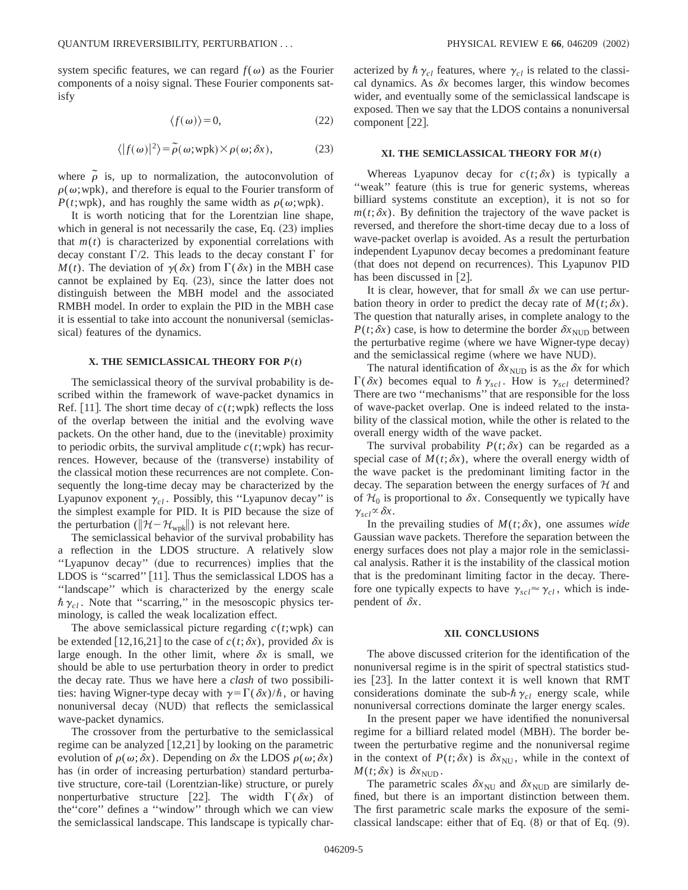system specific features, we can regard $f(\omega)$ as the Fourier components of a noisy signal. These Fourier components satisfy

$$\langle f(\omega)\rangle = 0, \tag{22}$$

$$\langle |f(\omega)|^2\rangle = \tilde{\rho}(\omega;\text{wpk}) \times \rho(\omega;\delta x), \tag{23}$$

where $\tilde{\rho}$ is, up to normalization, the autoconvolution of $\rho(\omega;\text{wpk})$, and therefore is equal to the Fourier transform of $P(t;\text{wpk})$, and has roughly the same width as $\rho(\omega;\text{wpk})$.

It is worth noticing that for the Lorentzian line shape, which in general is not necessarily the case, Eq. (23) implies that $m(t)$ is characterized by exponential correlations with decay constant $\Gamma/2$. This leads to the decay constant $\Gamma$ for $M(t)$. The deviation of $\gamma(\delta x)$ from $\Gamma(\delta x)$ in the MBH case cannot be explained by Eq. (23), since the latter does not distinguish between the MBH model and the associated RMBH model. In order to explain the PID in the MBH case it is essential to take into account the nonuniversal (semiclassical) features of the dynamics.

## X. THE SEMICLASSICAL THEORY FOR $P(t)$

The semiclassical theory of the survival probability is described within the framework of wave-packet dynamics in Ref. [11]. The short time decay of $c(t;\text{wpk})$ reflects the loss of the overlap between the initial and the evolving wave packets. On the other hand, due to the (inevitable) proximity to periodic orbits, the survival amplitude $c(t;\text{wpk})$ has recurrences. However, because of the (transverse) instability of the classical motion these recurrences are not complete. Consequently the long-time decay may be characterized by the Lyapunov exponent $\gamma_{cl}$. Possibly, this "Lyapunov decay" is the simplest example for PID. It is PID because the size of the perturbation ($\|\mathcal{H}-\mathcal{H}_{\text{wpk}}\|$) is not relevant here.

The semiclassical behavior of the survival probability has a reflection in the LDOS structure. A relatively slow "Lyapunov decay" (due to recurrences) implies that the LDOS is "scarred" [11]. Thus the semiclassical LDOS has a "landscape" which is characterized by the energy scale $\hbar\gamma_{cl}$. Note that "scarring," in the mesoscopic physics terminology, is called the weak localization effect.

The above semiclassical picture regarding $c(t;\text{wpk})$ can be extended [12,16,21] to the case of $c(t;\delta x)$, provided $\delta x$ is large enough. In the other limit, where $\delta x$ is small, we should be able to use perturbation theory in order to predict the decay rate. Thus we have here a *clash* of two possibilities: having Wigner-type decay with $\gamma=\Gamma(\delta x)/\hbar$, or having nonuniversal decay (NUD) that reflects the semiclassical wave-packet dynamics.

The crossover from the perturbative to the semiclassical regime can be analyzed [12,21] by looking on the parametric evolution of $\rho(\omega;\delta x)$. Depending on $\delta x$ the LDOS $\rho(\omega;\delta x)$ has (in order of increasing perturbation) standard perturbative structure, core-tail (Lorentzian-like) structure, or purely nonperturbative structure [22]. The width $\Gamma(\delta x)$ of the"core" defines a "window" through which we can view the semiclassical landscape. This landscape is typically characterized by $\hbar\gamma_{cl}$ features, where $\gamma_{cl}$ is related to the classical dynamics. As $\delta x$ becomes larger, this window becomes wider, and eventually some of the semiclassical landscape is exposed. Then we say that the LDOS contains a nonuniversal component [22].

## XI. THE SEMICLASSICAL THEORY FOR $M(t)$

Whereas Lyapunov decay for $c(t;\delta x)$ is typically a "weak" feature (this is true for generic systems, whereas billiard systems constitute an exception), it is not so for $m(t;\delta x)$. By definition the trajectory of the wave packet is reversed, and therefore the short-time decay due to a loss of wave-packet overlap is avoided. As a result the perturbation independent Lyapunov decay becomes a predominant feature (that does not depend on recurrences). This Lyapunov PID has been discussed in [2].

It is clear, however, that for small $\delta x$ we can use perturbation theory in order to predict the decay rate of $M(t;\delta x)$. The question that naturally arises, in complete analogy to the $P(t;\delta x)$ case, is how to determine the border $\delta x_{\text{NUD}}$ between the perturbative regime (where we have Wigner-type decay) and the semiclassical regime (where we have NUD).

The natural identification of $\delta x_{\text{NUD}}$ is as the $\delta x$ for which $\Gamma(\delta x)$ becomes equal to $\hbar\gamma_{scl}$. How is $\gamma_{scl}$ determined? There are two "mechanisms" that are responsible for the loss of wave-packet overlap. One is indeed related to the instability of the classical motion, while the other is related to the overall energy width of the wave packet.

The survival probability $P(t;\delta x)$ can be regarded as a special case of $M(t;\delta x)$, where the overall energy width of the wave packet is the predominant limiting factor in the decay. The separation between the energy surfaces of $\mathcal{H}$ and of $\mathcal{H}_0$ is proportional to $\delta x$. Consequently we typically have $\gamma_{scl}\propto\delta x$.

In the prevailing studies of $M(t;\delta x)$, one assumes *wide* Gaussian wave packets. Therefore the separation between the energy surfaces does not play a major role in the semiclassical analysis. Rather it is the instability of the classical motion that is the predominant limiting factor in the decay. Therefore one typically expects to have $\gamma_{scl}\approx\gamma_{cl}$, which is independent of $\delta x$.

## XII. CONCLUSIONS

The above discussed criterion for the identification of the nonuniversal regime is in the spirit of spectral statistics studies [23]. In the latter context it is well known that RMT considerations dominate the sub-$\hbar\gamma_{cl}$ energy scale, while nonuniversal corrections dominate the larger energy scales.

In the present paper we have identified the nonuniversal regime for a billiard related model (MBH). The border between the perturbative regime and the nonuniversal regime in the context of $P(t;\delta x)$ is $\delta x_{\text{NU}}$, while in the context of $M(t;\delta x)$ is $\delta x_{\text{NUD}}$.

The parametric scales $\delta x_{\text{NU}}$ and $\delta x_{\text{NUD}}$ are similarly defined, but there is an important distinction between them. The first parametric scale marks the exposure of the semiclassical landscape: either that of Eq. (8) or that of Eq. (9).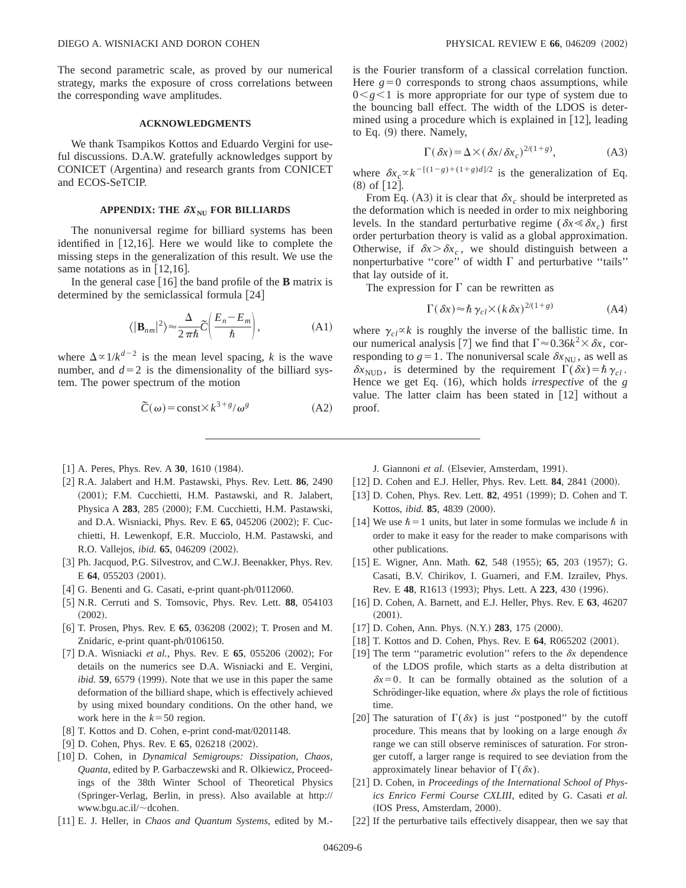The second parametric scale, as proved by our numerical strategy, marks the exposure of cross correlations between the corresponding wave amplitudes.

## ACKNOWLEDGMENTS

We thank Tsampikos Kottos and Eduardo Vergini for useful discussions. D.A.W. gratefully acknowledges support by CONICET (Argentina) and research grants from CONICET and ECOS-SeTCIP.

## APPENDIX: THE $\delta x_{\rm NU}$ FOR BILLIARDS

The nonuniversal regime for billiard systems has been identified in [12,16]. Here we would like to complete the missing steps in the generalization of this result. We use the same notations as in [12,16].

In the general case [16] the band profile of the **B** matrix is determined by the semiclassical formula [24]

$$\langle |\mathbf{B}_{nm}|^2 \rangle \approx \frac{\Delta}{2\pi\hbar} \tilde{C}\left(\frac{E_n - E_m}{\hbar}\right), \tag{A1}$$

where $\Delta \propto 1/k^{d-2}$ is the mean level spacing, $k$ is the wave number, and $d=2$ is the dimensionality of the billiard system. The power spectrum of the motion

$$\tilde{C}(\omega) = \text{const} \times k^{3+g}/\omega^g \tag{A2}$$

is the Fourier transform of a classical correlation function. Here $g=0$ corresponds to strong chaos assumptions, while $0<g<1$ is more appropriate for our type of system due to the bouncing ball effect. The width of the LDOS is determined using a procedure which is explained in [12], leading to Eq. (9) there. Namely,

$$\Gamma(\delta x) = \Delta \times (\delta x/\delta x_c)^{2/(1+g)}, \tag{A3}$$

where $\delta x_c \propto k^{-[(1-g)+(1+g)d]/2}$ is the generalization of Eq. (8) of [12].

From Eq. (A3) it is clear that $\delta x_c$ should be interpreted as the deformation which is needed in order to mix neighboring levels. In the standard perturbative regime ($\delta x \ll \delta x_c$) first order perturbation theory is valid as a global approximation. Otherwise, if $\delta x > \delta x_c$, we should distinguish between a nonperturbative "core" of width $\Gamma$ and perturbative "tails" that lay outside of it.

The expression for $\Gamma$ can be rewritten as

$$\Gamma(\delta x) \approx \hbar\gamma_{cl} \times (k\delta x)^{2/(1+g)} \tag{A4}$$

where $\gamma_{cl} \propto k$ is roughly the inverse of the ballistic time. In our numerical analysis [7] we find that $\Gamma \approx 0.36k^2 \times \delta x$, corresponding to $g=1$. The nonuniversal scale $\delta x_{\rm NU}$, as well as $\delta x_{\rm NUD}$, is determined by the requirement $\Gamma(\delta x) = \hbar\gamma_{cl}$. Hence we get Eq. (16), which holds *irrespective* of the $g$ value. The latter claim has been stated in [12] without a proof.

---

[1] A. Peres, Phys. Rev. A **30**, 1610 (1984).

[2] R.A. Jalabert and H.M. Pastawski, Phys. Rev. Lett. **86**, 2490 (2001); F.M. Cucchietti, H.M. Pastawski, and R. Jalabert, Physica A **283**, 285 (2000); F.M. Cucchietti, H.M. Pastawski, and D.A. Wisniacki, Phys. Rev. E **65**, 045206 (2002); F. Cucchietti, H. Lewenkopf, E.R. Mucciolo, H.M. Pastawski, and R.O. Vallejos, *ibid.* **65**, 046209 (2002).

[3] Ph. Jacquod, P.G. Silvestrov, and C.W.J. Beenakker, Phys. Rev. E **64**, 055203 (2001).

[4] G. Benenti and G. Casati, e-print quant-ph/0112060.

[5] N.R. Cerruti and S. Tomsovic, Phys. Rev. Lett. **88**, 054103 (2002).

[6] T. Prosen, Phys. Rev. E **65**, 036208 (2002); T. Prosen and M. Znidaric, e-print quant-ph/0106150.

[7] D.A. Wisniacki *et al.*, Phys. Rev. E **65**, 055206 (2002); For details on the numerics see D.A. Wisniacki and E. Vergini, *ibid.* **59**, 6579 (1999). Note that we use in this paper the same deformation of the billiard shape, which is effectively achieved by using mixed boundary conditions. On the other hand, we work here in the $k=50$ region.

[8] T. Kottos and D. Cohen, e-print cond-mat/0201148.

[9] D. Cohen, Phys. Rev. E **65**, 026218 (2002).

[10] D. Cohen, in *Dynamical Semigroups: Dissipation, Chaos, Quanta*, edited by P. Garbaczewski and R. Olkiewicz, Proceedings of the 38th Winter School of Theoretical Physics (Springer-Verlag, Berlin, in press). Also available at http://www.bgu.ac.il/~dcohen.

[11] E. J. Heller, in *Chaos and Quantum Systems*, edited by M.-J. Giannoni *et al.* (Elsevier, Amsterdam, 1991).

[12] D. Cohen and E.J. Heller, Phys. Rev. Lett. **84**, 2841 (2000).

[13] D. Cohen, Phys. Rev. Lett. **82**, 4951 (1999); D. Cohen and T. Kottos, *ibid.* **85**, 4839 (2000).

[14] We use $\hbar=1$ units, but later in some formulas we include $\hbar$ in order to make it easy for the reader to make comparisons with other publications.

[15] E. Wigner, Ann. Math. **62**, 548 (1955); **65**, 203 (1957); G. Casati, B.V. Chirikov, I. Guarneri, and F.M. Izrailev, Phys. Rev. E **48**, R1613 (1993); Phys. Lett. A **223**, 430 (1996).

[16] D. Cohen, A. Barnett, and E.J. Heller, Phys. Rev. E **63**, 46207 (2001).

[17] D. Cohen, Ann. Phys. (N.Y.) **283**, 175 (2000).

[18] T. Kottos and D. Cohen, Phys. Rev. E **64**, R065202 (2001).

[19] The term "parametric evolution" refers to the $\delta x$ dependence of the LDOS profile, which starts as a delta distribution at $\delta x=0$. It can be formally obtained as the solution of a Schrödinger-like equation, where $\delta x$ plays the role of fictitious time.

[20] The saturation of $\Gamma(\delta x)$ is just "postponed" by the cutoff procedure. This means that by looking on a large enough $\delta x$ range we can still observe reminisces of saturation. For stronger cutoff, a larger range is required to see deviation from the approximately linear behavior of $\Gamma(\delta x)$.

[21] D. Cohen, in *Proceedings of the International School of Physics Enrico Fermi Course CXLIII*, edited by G. Casati *et al.* (IOS Press, Amsterdam, 2000).

[22] If the perturbative tails effectively disappear, then we say that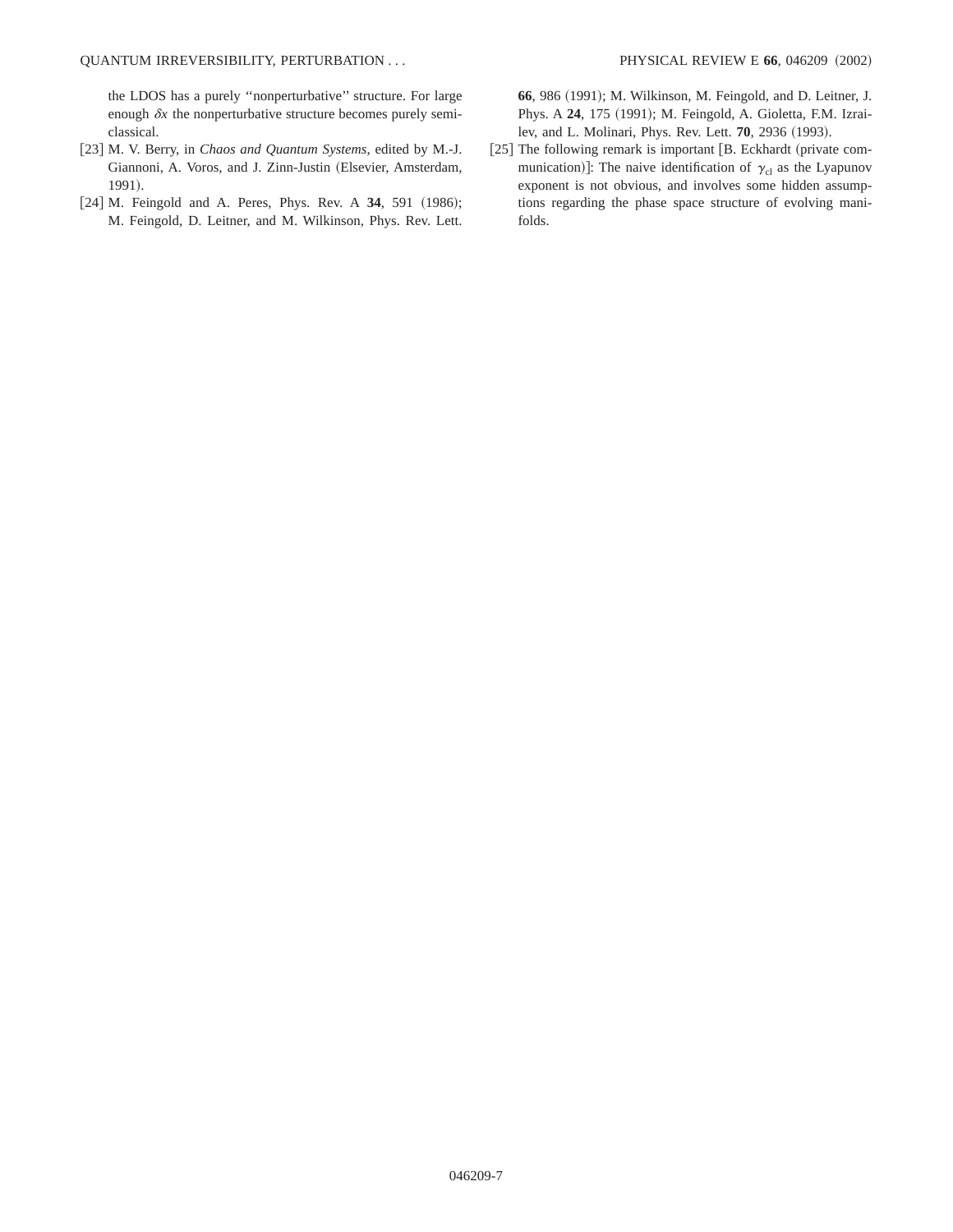the LDOS has a purely "nonperturbative" structure. For large enough $\delta x$ the nonperturbative structure becomes purely semiclassical.

[23] M. V. Berry, in *Chaos and Quantum Systems*, edited by M.-J. Giannoni, A. Voros, and J. Zinn-Justin (Elsevier, Amsterdam, 1991).

[24] M. Feingold and A. Peres, Phys. Rev. A **34**, 591 (1986); M. Feingold, D. Leitner, and M. Wilkinson, Phys. Rev. Lett. **66**, 986 (1991); M. Wilkinson, M. Feingold, and D. Leitner, J. Phys. A **24**, 175 (1991); M. Feingold, A. Gioletta, F.M. Izrailev, and L. Molinari, Phys. Rev. Lett. **70**, 2936 (1993).

[25] The following remark is important [B. Eckhardt (private communication)]: The naive identification of $\gamma_{\rm cl}$ as the Lyapunov exponent is not obvious, and involves some hidden assumptions regarding the phase space structure of evolving manifolds.